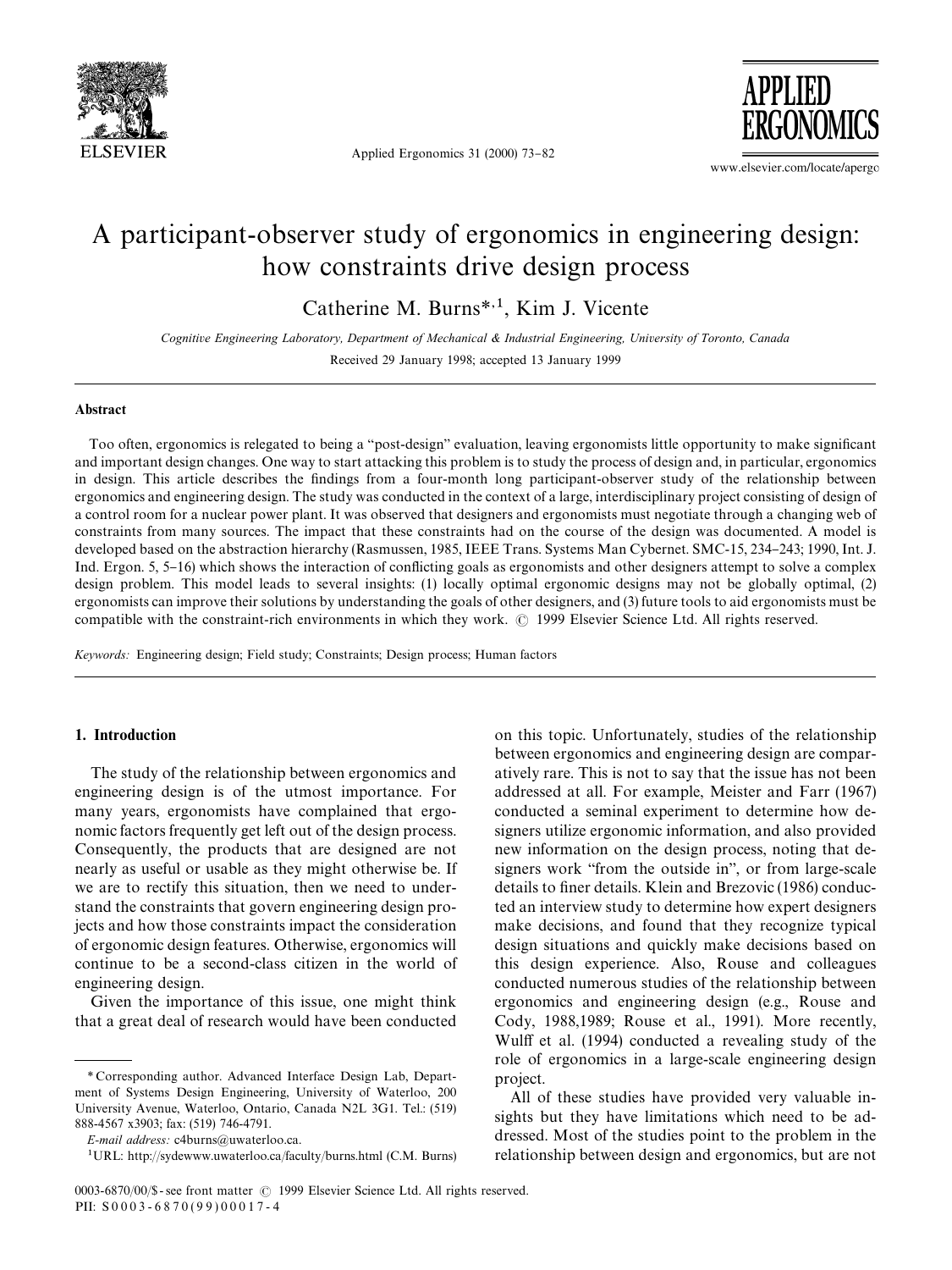# A participant-observer study of ergonomics in engineering design: how constraints drive design process

Catherine M. Burns*[,1], Kim J. Vicente

*Cognitive Engineering Laboratory, Department of Mechanical & Industrial Engineering, University of Toronto, Canada*

Received 29 January 1998; accepted 13 January 1999

## Abstract

Too often, ergonomics is relegated to being a "post-design" evaluation, leaving ergonomists little opportunity to make significant and important design changes. One way to start attacking this problem is to study the process of design and, in particular, ergonomics in design. This article describes the findings from a four-month long participant-observer study of the relationship between ergonomics and engineering design. The study was conducted in the context of a large, interdisciplinary project consisting of design of a control room for a nuclear power plant. It was observed that designers and ergonomists must negotiate through a changing web of constraints from many sources. The impact that these constraints had on the course of the design was documented. A model is developed based on the abstraction hierarchy (Rasmussen, 1985, IEEE Trans. Systems Man Cybernet. SMC-15, 234–243; 1990, Int. J. Ind. Ergon. 5, 5–16) which shows the interaction of conflicting goals as ergonomists and other designers attempt to solve a complex design problem. This model leads to several insights: (1) locally optimal ergonomic designs may not be globally optimal, (2) ergonomists can improve their solutions by understanding the goals of other designers, and (3) future tools to aid ergonomists must be compatible with the constraint-rich environments in which they work. © 1999 Elsevier Science Ltd. All rights reserved.

*Keywords:* Engineering design; Field study; Constraints; Design process; Human factors

## 1. Introduction

The study of the relationship between ergonomics and engineering design is of the utmost importance. For many years, ergonomists have complained that ergonomic factors frequently get left out of the design process. Consequently, the products that are designed are not nearly as useful or usable as they might otherwise be. If we are to rectify this situation, then we need to understand the constraints that govern engineering design projects and how those constraints impact the consideration of ergonomic design features. Otherwise, ergonomics will continue to be a second-class citizen in the world of engineering design.

Given the importance of this issue, one might think that a great deal of research would have been conducted on this topic. Unfortunately, studies of the relationship between ergonomics and engineering design are comparatively rare. This is not to say that the issue has not been addressed at all. For example, Meister and Farr (1967) conducted a seminal experiment to determine how designers utilize ergonomic information, and also provided new information on the design process, noting that designers work "from the outside in", or from large-scale details to finer details. Klein and Brezovic (1986) conducted an interview study to determine how expert designers make decisions, and found that they recognize typical design situations and quickly make decisions based on this design experience. Also, Rouse and colleagues conducted numerous studies of the relationship between ergonomics and engineering design (e.g., Rouse and Cody, 1988,1989; Rouse et al., 1991). More recently, Wulff et al. (1994) conducted a revealing study of the role of ergonomics in a large-scale engineering design project.

All of these studies have provided very valuable insights but they have limitations which need to be addressed. Most of the studies point to the problem in the relationship between design and ergonomics, but are not

---

* Corresponding author. Advanced Interface Design Lab, Department of Systems Design Engineering, University of Waterloo, 200 University Avenue, Waterloo, Ontario, Canada N2L 3G1. Tel.: (519) 888-4567 x3903; fax: (519) 746-4791.

*E-mail address:* c4burns@uwaterloo.ca.

[1] URL: http://sydewww.uwaterloo.ca/faculty/burns.html (C.M. Burns)

0003-6870/00/$ - see front matter © 1999 Elsevier Science Ltd. All rights reserved.
PII: S0003-6870(99)00017-4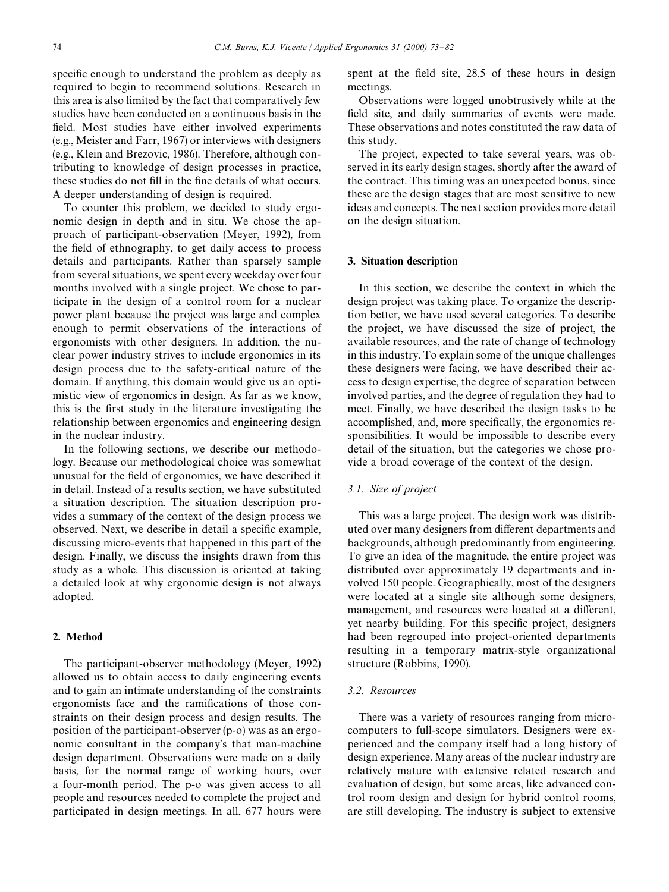specific enough to understand the problem as deeply as required to begin to recommend solutions. Research in this area is also limited by the fact that comparatively few studies have been conducted on a continuous basis in the field. Most studies have either involved experiments (e.g., Meister and Farr, 1967) or interviews with designers (e.g., Klein and Brezovic, 1986). Therefore, although contributing to knowledge of design processes in practice, these studies do not fill in the fine details of what occurs. A deeper understanding of design is required.

To counter this problem, we decided to study ergonomic design in depth and in situ. We chose the approach of participant-observation (Meyer, 1992), from the field of ethnography, to get daily access to process details and participants. Rather than sparsely sample from several situations, we spent every weekday over four months involved with a single project. We chose to participate in the design of a control room for a nuclear power plant because the project was large and complex enough to permit observations of the interactions of ergonomists with other designers. In addition, the nuclear power industry strives to include ergonomics in its design process due to the safety-critical nature of the domain. If anything, this domain would give us an optimistic view of ergonomics in design. As far as we know, this is the first study in the literature investigating the relationship between ergonomics and engineering design in the nuclear industry.

In the following sections, we describe our methodology. Because our methodological choice was somewhat unusual for the field of ergonomics, we have described it in detail. Instead of a results section, we have substituted a situation description. The situation description provides a summary of the context of the design process we observed. Next, we describe in detail a specific example, discussing micro-events that happened in this part of the design. Finally, we discuss the insights drawn from this study as a whole. This discussion is oriented at taking a detailed look at why ergonomic design is not always adopted.

## 2. Method

The participant-observer methodology (Meyer, 1992) allowed us to obtain access to daily engineering events and to gain an intimate understanding of the constraints ergonomists face and the ramifications of those constraints on their design process and design results. The position of the participant-observer (p-o) was as an ergonomic consultant in the company's that man-machine design department. Observations were made on a daily basis, for the normal range of working hours, over a four-month period. The p-o was given access to all people and resources needed to complete the project and participated in design meetings. In all, 677 hours were spent at the field site, 28.5 of these hours in design meetings.

Observations were logged unobtrusively while at the field site, and daily summaries of events were made. These observations and notes constituted the raw data of this study.

The project, expected to take several years, was observed in its early design stages, shortly after the award of the contract. This timing was an unexpected bonus, since these are the design stages that are most sensitive to new ideas and concepts. The next section provides more detail on the design situation.

## 3. Situation description

In this section, we describe the context in which the design project was taking place. To organize the description better, we have used several categories. To describe the project, we have discussed the size of project, the available resources, and the rate of change of technology in this industry. To explain some of the unique challenges these designers were facing, we have described their access to design expertise, the degree of separation between involved parties, and the degree of regulation they had to meet. Finally, we have described the design tasks to be accomplished, and, more specifically, the ergonomics responsibilities. It would be impossible to describe every detail of the situation, but the categories we chose provide a broad coverage of the context of the design.

### 3.1. Size of project

This was a large project. The design work was distributed over many designers from different departments and backgrounds, although predominantly from engineering. To give an idea of the magnitude, the entire project was distributed over approximately 19 departments and involved 150 people. Geographically, most of the designers were located at a single site although some designers, management, and resources were located at a different, yet nearby building. For this specific project, designers had been regrouped into project-oriented departments resulting in a temporary matrix-style organizational structure (Robbins, 1990).

### 3.2. Resources

There was a variety of resources ranging from microcomputers to full-scope simulators. Designers were experienced and the company itself had a long history of design experience. Many areas of the nuclear industry are relatively mature with extensive related research and evaluation of design, but some areas, like advanced control room design and design for hybrid control rooms, are still developing. The industry is subject to extensive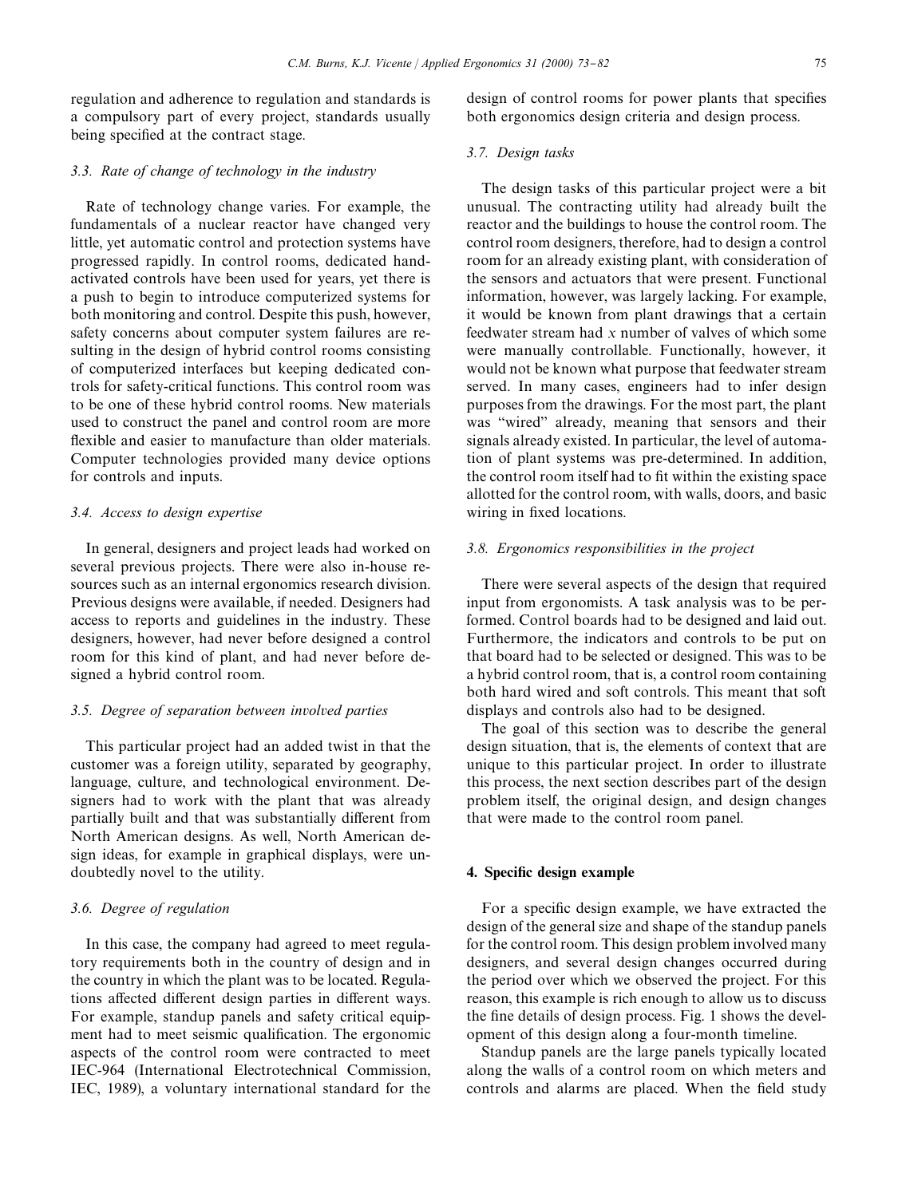regulation and adherence to regulation and standards is a compulsory part of every project, standards usually being specified at the contract stage.

### 3.3. Rate of change of technology in the industry

Rate of technology change varies. For example, the fundamentals of a nuclear reactor have changed very little, yet automatic control and protection systems have progressed rapidly. In control rooms, dedicated hand-activated controls have been used for years, yet there is a push to begin to introduce computerized systems for both monitoring and control. Despite this push, however, safety concerns about computer system failures are resulting in the design of hybrid control rooms consisting of computerized interfaces but keeping dedicated controls for safety-critical functions. This control room was to be one of these hybrid control rooms. New materials used to construct the panel and control room are more flexible and easier to manufacture than older materials. Computer technologies provided many device options for controls and inputs.

### 3.4. Access to design expertise

In general, designers and project leads had worked on several previous projects. There were also in-house resources such as an internal ergonomics research division. Previous designs were available, if needed. Designers had access to reports and guidelines in the industry. These designers, however, had never before designed a control room for this kind of plant, and had never before designed a hybrid control room.

### 3.5. Degree of separation between involved parties

This particular project had an added twist in that the customer was a foreign utility, separated by geography, language, culture, and technological environment. Designers had to work with the plant that was already partially built and that was substantially different from North American designs. As well, North American design ideas, for example in graphical displays, were undoubtedly novel to the utility.

### 3.6. Degree of regulation

In this case, the company had agreed to meet regulatory requirements both in the country of design and in the country in which the plant was to be located. Regulations affected different design parties in different ways. For example, standup panels and safety critical equipment had to meet seismic qualification. The ergonomic aspects of the control room were contracted to meet IEC-964 (International Electrotechnical Commission, IEC, 1989), a voluntary international standard for the design of control rooms for power plants that specifies both ergonomics design criteria and design process.

### 3.7. Design tasks

The design tasks of this particular project were a bit unusual. The contracting utility had already built the reactor and the buildings to house the control room. The control room designers, therefore, had to design a control room for an already existing plant, with consideration of the sensors and actuators that were present. Functional information, however, was largely lacking. For example, it would be known from plant drawings that a certain feedwater stream had $x$ number of valves of which some were manually controllable. Functionally, however, it would not be known what purpose that feedwater stream served. In many cases, engineers had to infer design purposes from the drawings. For the most part, the plant was "wired" already, meaning that sensors and their signals already existed. In particular, the level of automation of plant systems was pre-determined. In addition, the control room itself had to fit within the existing space allotted for the control room, with walls, doors, and basic wiring in fixed locations.

### 3.8. Ergonomics responsibilities in the project

There were several aspects of the design that required input from ergonomists. A task analysis was to be performed. Control boards had to be designed and laid out. Furthermore, the indicators and controls to be put on that board had to be selected or designed. This was to be a hybrid control room, that is, a control room containing both hard wired and soft controls. This meant that soft displays and controls also had to be designed.

The goal of this section was to describe the general design situation, that is, the elements of context that are unique to this particular project. In order to illustrate this process, the next section describes part of the design problem itself, the original design, and design changes that were made to the control room panel.

## 4. Specific design example

For a specific design example, we have extracted the design of the general size and shape of the standup panels for the control room. This design problem involved many designers, and several design changes occurred during the period over which we observed the project. For this reason, this example is rich enough to allow us to discuss the fine details of design process. Fig. 1 shows the development of this design along a four-month timeline.

Standup panels are the large panels typically located along the walls of a control room on which meters and controls and alarms are placed. When the field study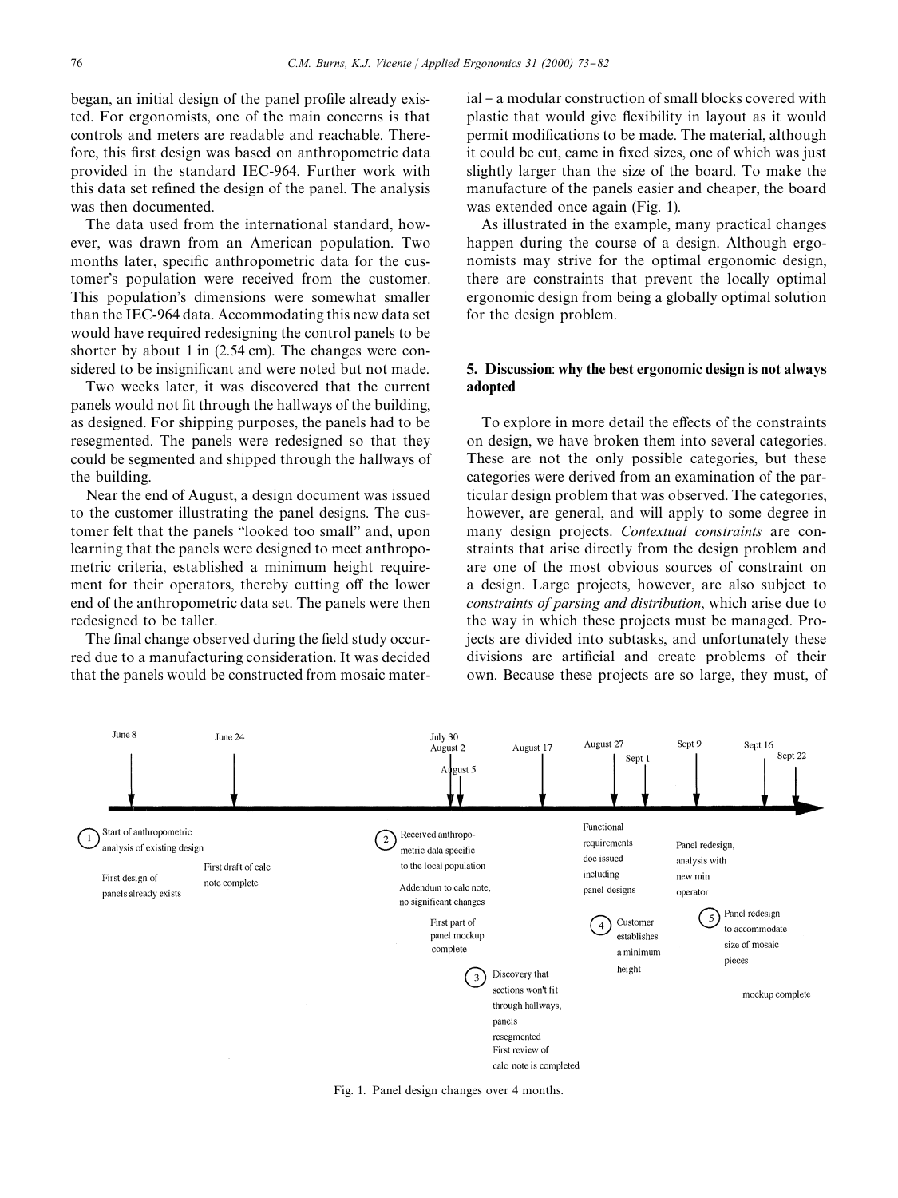began, an initial design of the panel profile already existed. For ergonomists, one of the main concerns is that controls and meters are readable and reachable. Therefore, this first design was based on anthropometric data provided in the standard IEC-964. Further work with this data set refined the design of the panel. The analysis was then documented.

The data used from the international standard, however, was drawn from an American population. Two months later, specific anthropometric data for the customer's population were received from the customer. This population's dimensions were somewhat smaller than the IEC-964 data. Accommodating this new data set would have required redesigning the control panels to be shorter by about 1 in (2.54 cm). The changes were considered to be insignificant and were noted but not made.

Two weeks later, it was discovered that the current panels would not fit through the hallways of the building, as designed. For shipping purposes, the panels had to be resegmented. The panels were redesigned so that they could be segmented and shipped through the hallways of the building.

Near the end of August, a design document was issued to the customer illustrating the panel designs. The customer felt that the panels "looked too small" and, upon learning that the panels were designed to meet anthropometric criteria, established a minimum height requirement for their operators, thereby cutting off the lower end of the anthropometric data set. The panels were then redesigned to be taller.

The final change observed during the field study occurred due to a manufacturing consideration. It was decided that the panels would be constructed from mosaic material – a modular construction of small blocks covered with plastic that would give flexibility in layout as it would permit modifications to be made. The material, although it could be cut, came in fixed sizes, one of which was just slightly larger than the size of the board. To make the manufacture of the panels easier and cheaper, the board was extended once again (Fig. 1).

As illustrated in the example, many practical changes happen during the course of a design. Although ergonomists may strive for the optimal ergonomic design, there are constraints that prevent the locally optimal ergonomic design from being a globally optimal solution for the design problem.

## 5. Discussion: why the best ergonomic design is not always adopted

To explore in more detail the effects of the constraints on design, we have broken them into several categories. These are not the only possible categories, but these categories were derived from an examination of the particular design problem that was observed. The categories, however, are general, and will apply to some degree in many design projects. *Contextual constraints* are constraints that arise directly from the design problem and are one of the most obvious sources of constraint on a design. Large projects, however, are also subject to *constraints of parsing and distribution*, which arise due to the way in which these projects must be managed. Projects are divided into subtasks, and unfortunately these divisions are artificial and create problems of their own. Because these projects are so large, they must, of

June 8 — (1) Start of anthropometric analysis of existing design; First design of panels already exists
June 24 — First draft of calc note complete
July 30 / August 2 / August 5 — (2) Received anthropometric data specific to the local population; Addendum to calc note, no significant changes; First part of panel mockup complete
August 17 — (3) Discovery that sections won't fit through hallways, panels resegmented; First review of calc note is completed
August 27 — Functional requirements doc issued including panel designs
Sept 1 — (4) Customer establishes a minimum height
Sept 9 — Panel redesign, analysis with new min operator
Sept 16 — (5) Panel redesign to accommodate size of mosaic pieces
Sept 22 — mockup complete

Fig. 1. Panel design changes over 4 months.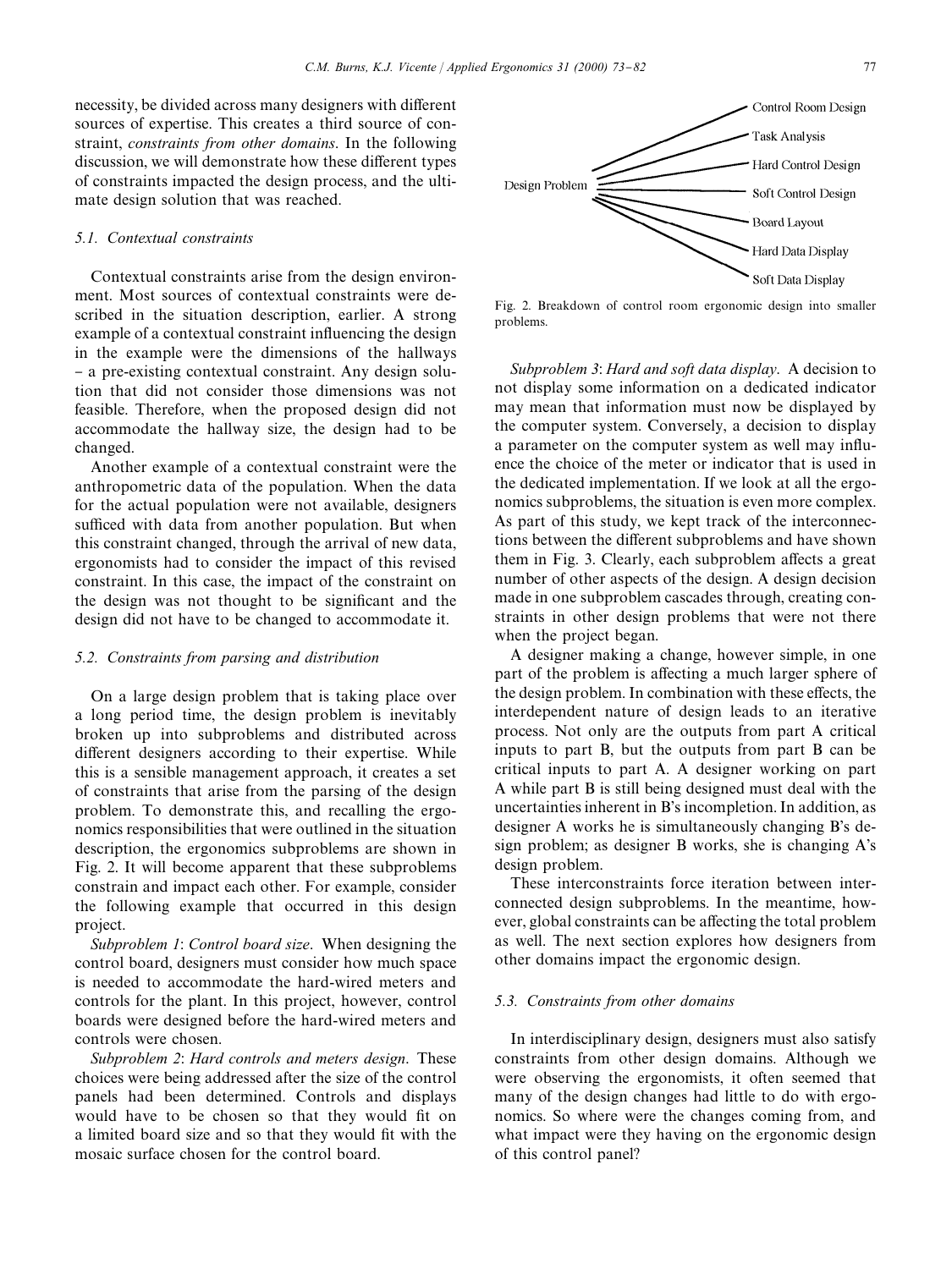necessity, be divided across many designers with different sources of expertise. This creates a third source of constraint, *constraints from other domains*. In the following discussion, we will demonstrate how these different types of constraints impacted the design process, and the ultimate design solution that was reached.

### 5.1. Contextual constraints

Contextual constraints arise from the design environment. Most sources of contextual constraints were described in the situation description, earlier. A strong example of a contextual constraint influencing the design in the example were the dimensions of the hallways – a pre-existing contextual constraint. Any design solution that did not consider those dimensions was not feasible. Therefore, when the proposed design did not accommodate the hallway size, the design had to be changed.

Another example of a contextual constraint were the anthropometric data of the population. When the data for the actual population were not available, designers sufficed with data from another population. But when this constraint changed, through the arrival of new data, ergonomists had to consider the impact of this revised constraint. In this case, the impact of the constraint on the design was not thought to be significant and the design did not have to be changed to accommodate it.

### 5.2. Constraints from parsing and distribution

On a large design problem that is taking place over a long period time, the design problem is inevitably broken up into subproblems and distributed across different designers according to their expertise. While this is a sensible management approach, it creates a set of constraints that arise from the parsing of the design problem. To demonstrate this, and recalling the ergonomics responsibilities that were outlined in the situation description, the ergonomics subproblems are shown in Fig. 2. It will become apparent that these subproblems constrain and impact each other. For example, consider the following example that occurred in this design project.

*Subproblem 1*: *Control board size*. When designing the control board, designers must consider how much space is needed to accommodate the hard-wired meters and controls for the plant. In this project, however, control boards were designed before the hard-wired meters and controls were chosen.

*Subproblem 2*: *Hard controls and meters design*. These choices were being addressed after the size of the control panels had been determined. Controls and displays would have to be chosen so that they would fit on a limited board size and so that they would fit with the mosaic surface chosen for the control board.

Fig. 2. Breakdown of control room ergonomic design into smaller problems.

*Subproblem 3*: *Hard and soft data display*. A decision to not display some information on a dedicated indicator may mean that information must now be displayed by the computer system. Conversely, a decision to display a parameter on the computer system as well may influence the choice of the meter or indicator that is used in the dedicated implementation. If we look at all the ergonomics subproblems, the situation is even more complex. As part of this study, we kept track of the interconnections between the different subproblems and have shown them in Fig. 3. Clearly, each subproblem affects a great number of other aspects of the design. A design decision made in one subproblem cascades through, creating constraints in other design problems that were not there when the project began.

A designer making a change, however simple, in one part of the problem is affecting a much larger sphere of the design problem. In combination with these effects, the interdependent nature of design leads to an iterative process. Not only are the outputs from part A critical inputs to part B, but the outputs from part B can be critical inputs to part A. A designer working on part A while part B is still being designed must deal with the uncertainties inherent in B's incompletion. In addition, as designer A works he is simultaneously changing B's design problem; as designer B works, she is changing A's design problem.

These interconstraints force iteration between interconnected design subproblems. In the meantime, however, global constraints can be affecting the total problem as well. The next section explores how designers from other domains impact the ergonomic design.

### 5.3. Constraints from other domains

In interdisciplinary design, designers must also satisfy constraints from other design domains. Although we were observing the ergonomists, it often seemed that many of the design changes had little to do with ergonomics. So where were the changes coming from, and what impact were they having on the ergonomic design of this control panel?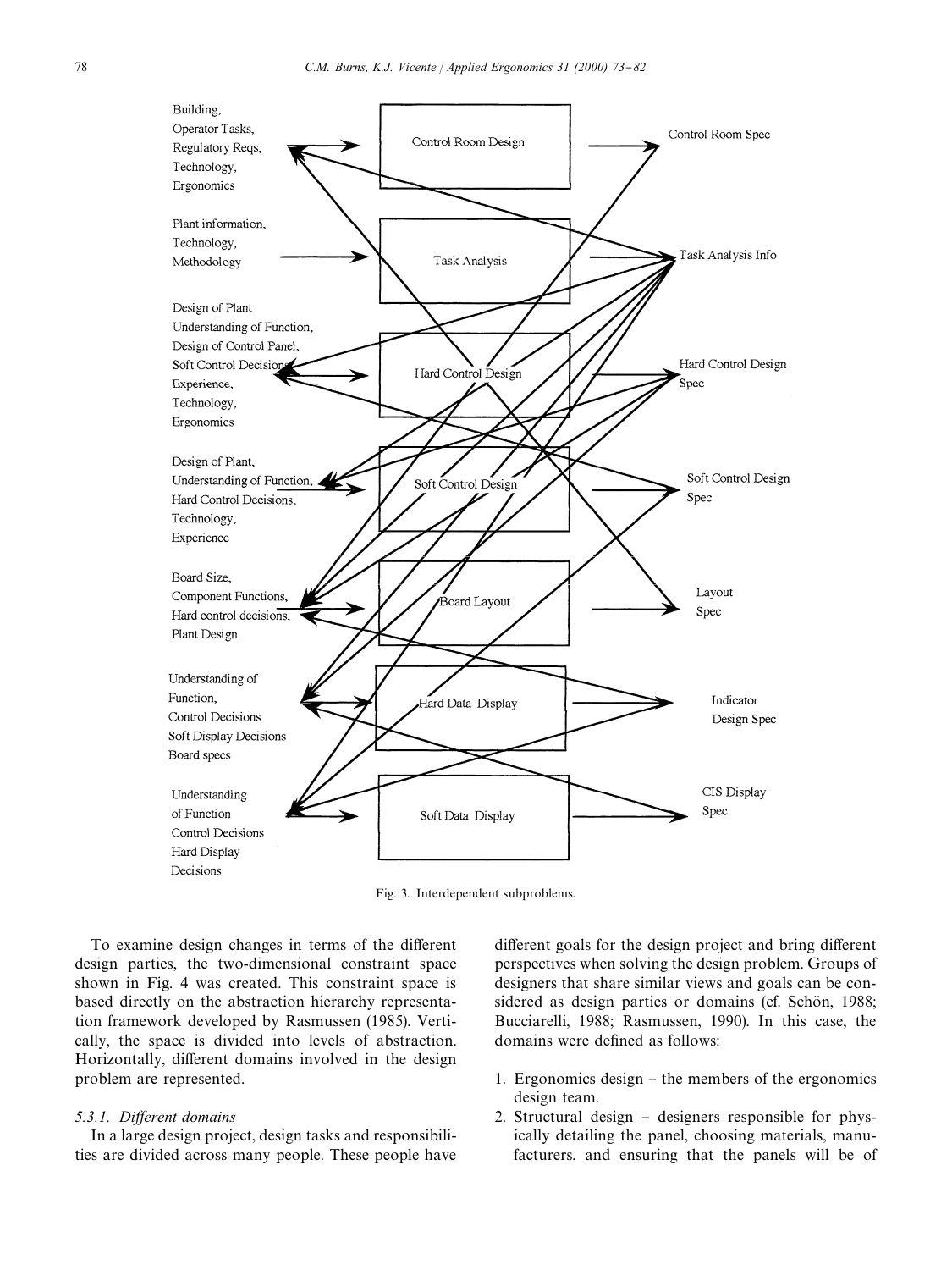Fig. 3. Interdependent subproblems.

To examine design changes in terms of the different design parties, the two-dimensional constraint space shown in Fig. 4 was created. This constraint space is based directly on the abstraction hierarchy representation framework developed by Rasmussen (1985). Vertically, the space is divided into levels of abstraction. Horizontally, different domains involved in the design problem are represented.

### 5.3.1. Different domains

In a large design project, design tasks and responsibilities are divided across many people. These people have different goals for the design project and bring different perspectives when solving the design problem. Groups of designers that share similar views and goals can be considered as design parties or domains (cf. Schön, 1988; Bucciarelli, 1988; Rasmussen, 1990). In this case, the domains were defined as follows:

1. Ergonomics design – the members of the ergonomics design team.
2. Structural design – designers responsible for physically detailing the panel, choosing materials, manufacturers, and ensuring that the panels will be of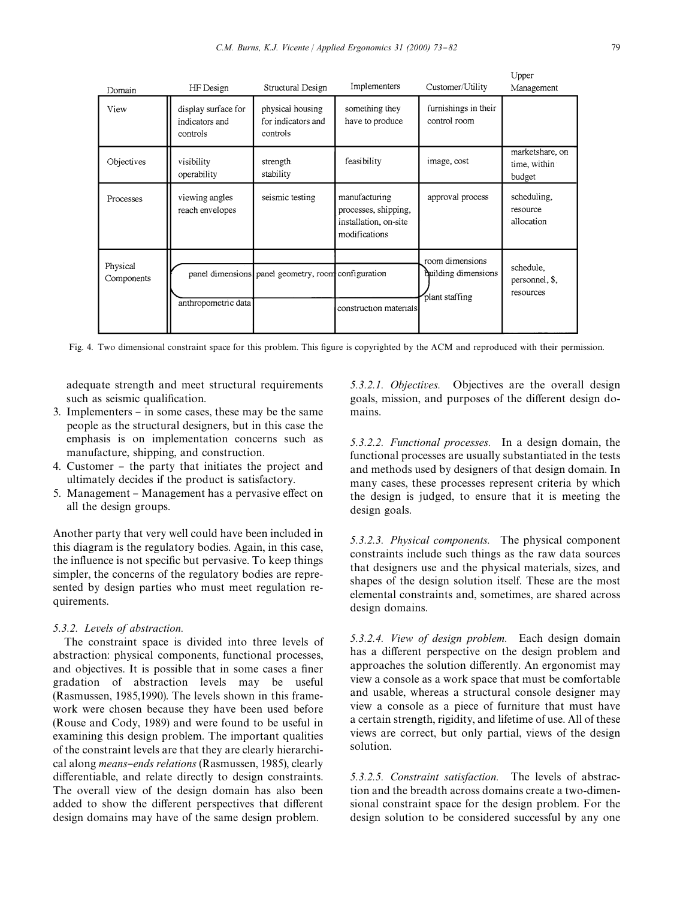| Domain | HF Design | Structural Design | Implementers | Customer/Utility | Upper Management |
|---|---|---|---|---|---|
| View | display surface for indicators and controls | physical housing for indicators and controls | something they have to produce | furnishings in their control room | |
| Objectives | visibility operability | strength stability | feasibility | image, cost | marketshare, on time, within budget |
| Processes | viewing angles reach envelopes | seismic testing | manufacturing processes, shipping, installation, on-site modifications | approval process | scheduling, resource allocation |
| Physical Components | panel dimensions<br>anthropometric data | panel geometry, room | configuration<br>construction materials | room dimensions<br>building dimensions<br>plant staffing | schedule, personnel, $, resources |

Fig. 4. Two dimensional constraint space for this problem. This figure is copyrighted by the ACM and reproduced with their permission.

adequate strength and meet structural requirements such as seismic qualification.

3. Implementers – in some cases, these may be the same people as the structural designers, but in this case the emphasis is on implementation concerns such as manufacture, shipping, and construction.
4. Customer – the party that initiates the project and ultimately decides if the product is satisfactory.
5. Management – Management has a pervasive effect on all the design groups.

Another party that very well could have been included in this diagram is the regulatory bodies. Again, in this case, the influence is not specific but pervasive. To keep things simpler, the concerns of the regulatory bodies are represented by design parties who must meet regulation requirements.

#### 5.3.2. Levels of abstraction.

The constraint space is divided into three levels of abstraction: physical components, functional processes, and objectives. It is possible that in some cases a finer gradation of abstraction levels may be useful (Rasmussen, 1985,1990). The levels shown in this framework were chosen because they have been used before (Rouse and Cody, 1989) and were found to be useful in examining this design problem. The important qualities of the constraint levels are that they are clearly hierarchical along *means–ends relations* (Rasmussen, 1985), clearly differentiable, and relate directly to design constraints. The overall view of the design domain has also been added to show the different perspectives that different design domains may have of the same design problem.

*5.3.2.1. Objectives.* Objectives are the overall design goals, mission, and purposes of the different design domains.

*5.3.2.2. Functional processes.* In a design domain, the functional processes are usually substantiated in the tests and methods used by designers of that design domain. In many cases, these processes represent criteria by which the design is judged, to ensure that it is meeting the design goals.

*5.3.2.3. Physical components.* The physical component constraints include such things as the raw data sources that designers use and the physical materials, sizes, and shapes of the design solution itself. These are the most elemental constraints and, sometimes, are shared across design domains.

*5.3.2.4. View of design problem.* Each design domain has a different perspective on the design problem and approaches the solution differently. An ergonomist may view a console as a work space that must be comfortable and usable, whereas a structural console designer may view a console as a piece of furniture that must have a certain strength, rigidity, and lifetime of use. All of these views are correct, but only partial, views of the design solution.

*5.3.2.5. Constraint satisfaction.* The levels of abstraction and the breadth across domains create a two-dimensional constraint space for the design problem. For the design solution to be considered successful by any one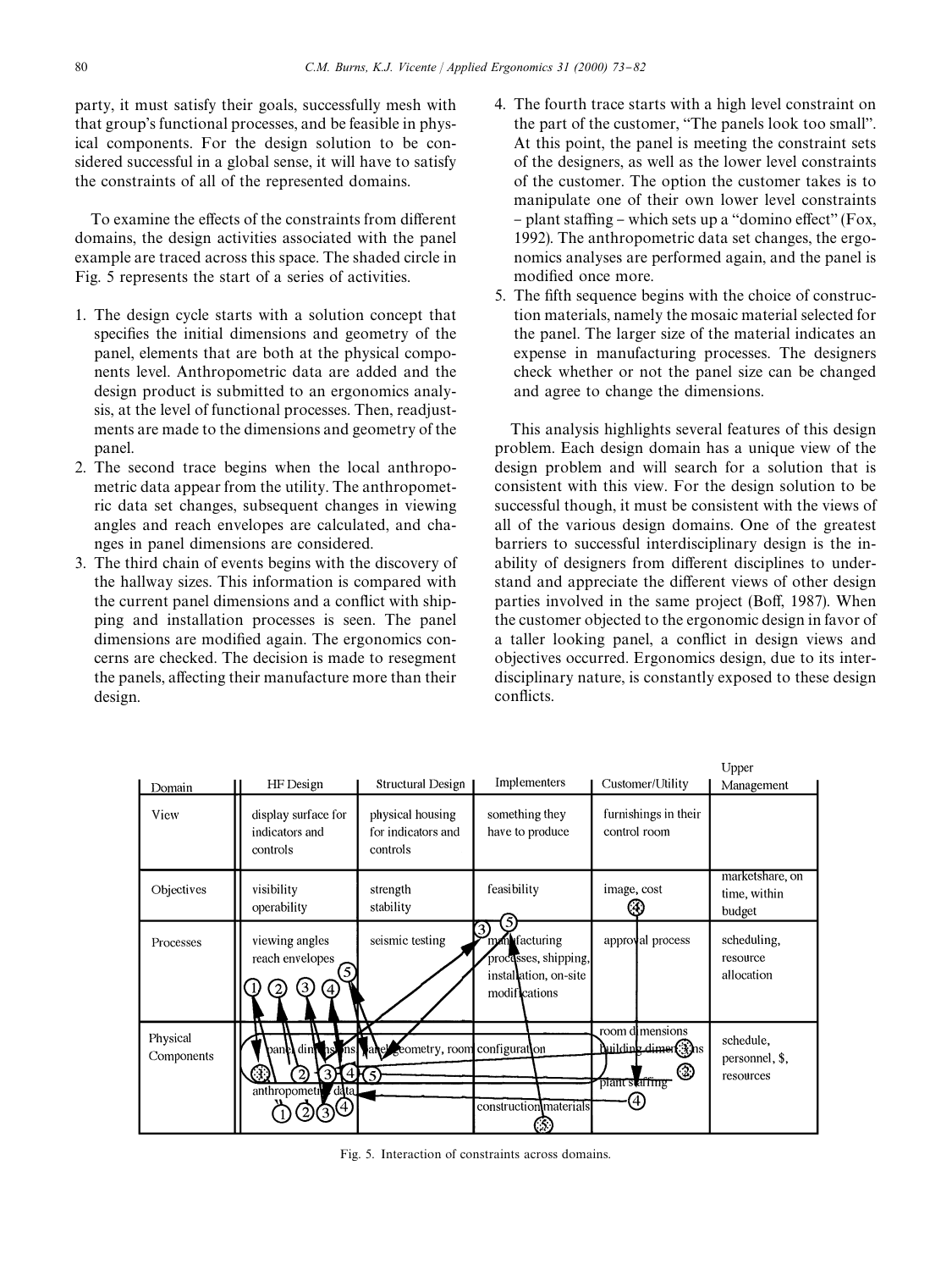party, it must satisfy their goals, successfully mesh with that group's functional processes, and be feasible in physical components. For the design solution to be considered successful in a global sense, it will have to satisfy the constraints of all of the represented domains.

To examine the effects of the constraints from different domains, the design activities associated with the panel example are traced across this space. The shaded circle in Fig. 5 represents the start of a series of activities.

1. The design cycle starts with a solution concept that specifies the initial dimensions and geometry of the panel, elements that are both at the physical components level. Anthropometric data are added and the design product is submitted to an ergonomics analysis, at the level of functional processes. Then, readjustments are made to the dimensions and geometry of the panel.
2. The second trace begins when the local anthropometric data appear from the utility. The anthropometric data set changes, subsequent changes in viewing angles and reach envelopes are calculated, and changes in panel dimensions are considered.
3. The third chain of events begins with the discovery of the hallway sizes. This information is compared with the current panel dimensions and a conflict with shipping and installation processes is seen. The panel dimensions are modified again. The ergonomics concerns are checked. The decision is made to resegment the panels, affecting their manufacture more than their design.
4. The fourth trace starts with a high level constraint on the part of the customer, "The panels look too small". At this point, the panel is meeting the constraint sets of the designers, as well as the lower level constraints of the customer. The option the customer takes is to manipulate one of their own lower level constraints – plant staffing – which sets up a "domino effect" (Fox, 1992). The anthropometric data set changes, the ergonomics analyses are performed again, and the panel is modified once more.
5. The fifth sequence begins with the choice of construction materials, namely the mosaic material selected for the panel. The larger size of the material indicates an expense in manufacturing processes. The designers check whether or not the panel size can be changed and agree to change the dimensions.

This analysis highlights several features of this design problem. Each design domain has a unique view of the design problem and will search for a solution that is consistent with this view. For the design solution to be successful though, it must be consistent with the views of all of the various design domains. One of the greatest barriers to successful interdisciplinary design is the inability of designers from different disciplines to understand and appreciate the different views of other design parties involved in the same project (Boff, 1987). When the customer objected to the ergonomic design in favor of a taller looking panel, a conflict in design views and objectives occurred. Ergonomics design, due to its interdisciplinary nature, is constantly exposed to these design conflicts.

| Domain | HF Design | Structural Design | Implementers | Customer/Utility | Upper Management |
|---|---|---|---|---|---|
| View | display surface for indicators and controls | physical housing for indicators and controls | something they have to produce | furnishings in their control room | |
| Objectives | visibility operability | strength stability | feasibility | image, cost (4) | marketshare, on time, within budget |
| Processes | viewing angles reach envelopes (1) (2) (3) (4) (5) | seismic testing | (3) (5) manufacturing processes, shipping, installation, on-site modifications | approval process | scheduling, resource allocation |
| Physical Components | panel dimensions (1) (2) (3) (4) (5), panel geometry, room configuration; anthropometric data (1) (2) (3) (4) | | construction materials (5) | room dimensions, building dimensions (3), plant staffing (4) | schedule, personnel, $, resources |

Fig. 5. Interaction of constraints across domains.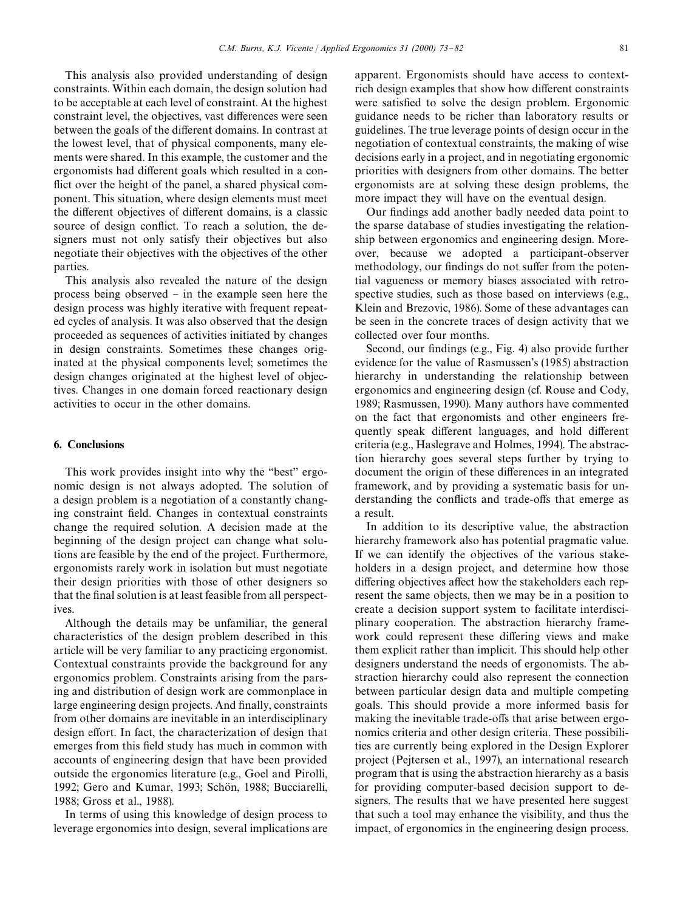This analysis also provided understanding of design constraints. Within each domain, the design solution had to be acceptable at each level of constraint. At the highest constraint level, the objectives, vast differences were seen between the goals of the different domains. In contrast at the lowest level, that of physical components, many elements were shared. In this example, the customer and the ergonomists had different goals which resulted in a conflict over the height of the panel, a shared physical component. This situation, where design elements must meet the different objectives of different domains, is a classic source of design conflict. To reach a solution, the designers must not only satisfy their objectives but also negotiate their objectives with the objectives of the other parties.

This analysis also revealed the nature of the design process being observed – in the example seen here the design process was highly iterative with frequent repeated cycles of analysis. It was also observed that the design proceeded as sequences of activities initiated by changes in design constraints. Sometimes these changes originated at the physical components level; sometimes the design changes originated at the highest level of objectives. Changes in one domain forced reactionary design activities to occur in the other domains.

## 6. Conclusions

This work provides insight into why the "best" ergonomic design is not always adopted. The solution of a design problem is a negotiation of a constantly changing constraint field. Changes in contextual constraints change the required solution. A decision made at the beginning of the design project can change what solutions are feasible by the end of the project. Furthermore, ergonomists rarely work in isolation but must negotiate their design priorities with those of other designers so that the final solution is at least feasible from all perspectives.

Although the details may be unfamiliar, the general characteristics of the design problem described in this article will be very familiar to any practicing ergonomist. Contextual constraints provide the background for any ergonomics problem. Constraints arising from the parsing and distribution of design work are commonplace in large engineering design projects. And finally, constraints from other domains are inevitable in an interdisciplinary design effort. In fact, the characterization of design that emerges from this field study has much in common with accounts of engineering design that have been provided outside the ergonomics literature (e.g., Goel and Pirolli, 1992; Gero and Kumar, 1993; Schön, 1988; Bucciarelli, 1988; Gross et al., 1988).

In terms of using this knowledge of design process to leverage ergonomics into design, several implications are apparent. Ergonomists should have access to context-rich design examples that show how different constraints were satisfied to solve the design problem. Ergonomic guidance needs to be richer than laboratory results or guidelines. The true leverage points of design occur in the negotiation of contextual constraints, the making of wise decisions early in a project, and in negotiating ergonomic priorities with designers from other domains. The better ergonomists are at solving these design problems, the more impact they will have on the eventual design.

Our findings add another badly needed data point to the sparse database of studies investigating the relationship between ergonomics and engineering design. Moreover, because we adopted a participant-observer methodology, our findings do not suffer from the potential vagueness or memory biases associated with retrospective studies, such as those based on interviews (e.g., Klein and Brezovic, 1986). Some of these advantages can be seen in the concrete traces of design activity that we collected over four months.

Second, our findings (e.g., Fig. 4) also provide further evidence for the value of Rasmussen's (1985) abstraction hierarchy in understanding the relationship between ergonomics and engineering design (cf. Rouse and Cody, 1989; Rasmussen, 1990). Many authors have commented on the fact that ergonomists and other engineers frequently speak different languages, and hold different criteria (e.g., Haslegrave and Holmes, 1994). The abstraction hierarchy goes several steps further by trying to document the origin of these differences in an integrated framework, and by providing a systematic basis for understanding the conflicts and trade-offs that emerge as a result.

In addition to its descriptive value, the abstraction hierarchy framework also has potential pragmatic value. If we can identify the objectives of the various stakeholders in a design project, and determine how those differing objectives affect how the stakeholders each represent the same objects, then we may be in a position to create a decision support system to facilitate interdisciplinary cooperation. The abstraction hierarchy framework could represent these differing views and make them explicit rather than implicit. This should help other designers understand the needs of ergonomists. The abstraction hierarchy could also represent the connection between particular design data and multiple competing goals. This should provide a more informed basis for making the inevitable trade-offs that arise between ergonomics criteria and other design criteria. These possibilities are currently being explored in the Design Explorer project (Pejtersen et al., 1997), an international research program that is using the abstraction hierarchy as a basis for providing computer-based decision support to designers. The results that we have presented here suggest that such a tool may enhance the visibility, and thus the impact, of ergonomics in the engineering design process.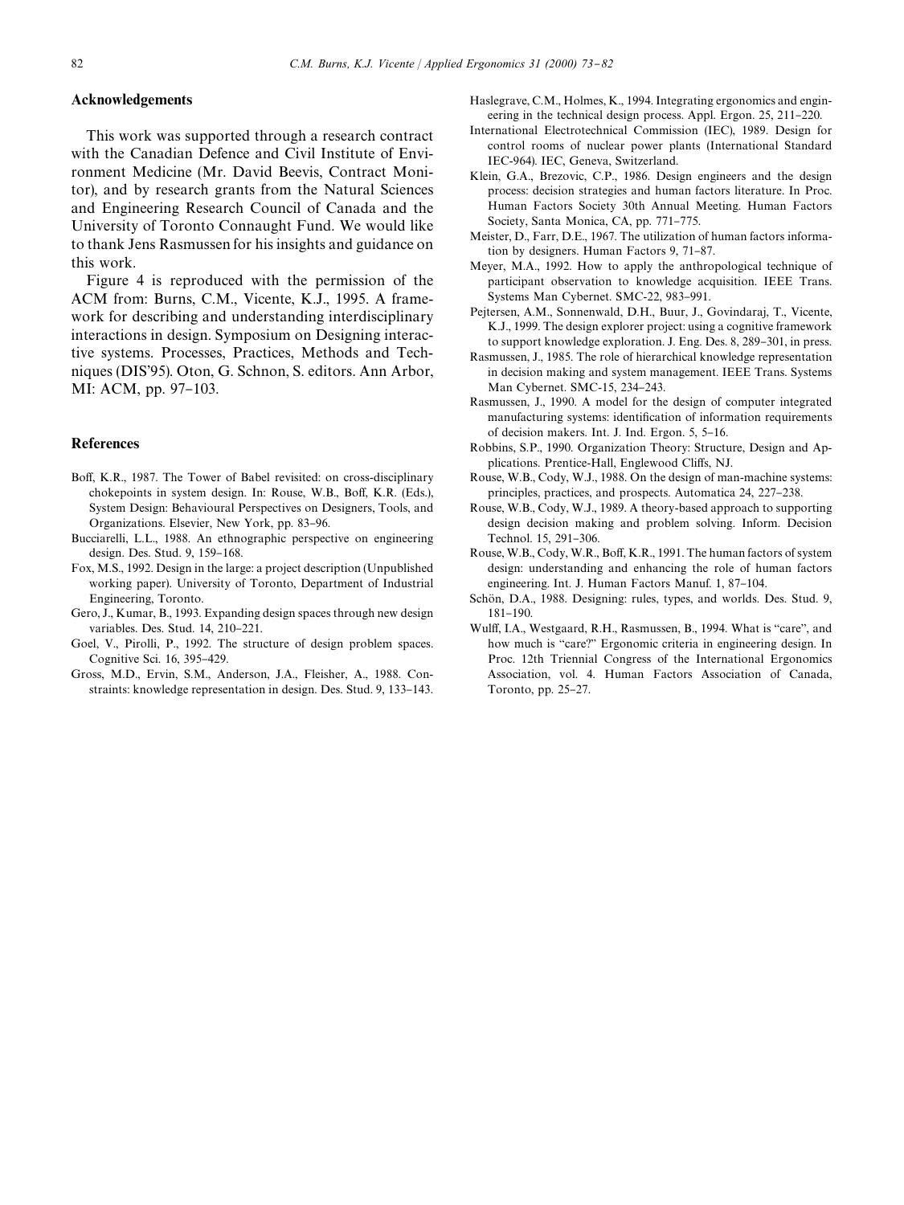## Acknowledgements

This work was supported through a research contract with the Canadian Defence and Civil Institute of Environment Medicine (Mr. David Beevis, Contract Monitor), and by research grants from the Natural Sciences and Engineering Research Council of Canada and the University of Toronto Connaught Fund. We would like to thank Jens Rasmussen for his insights and guidance on this work.

Figure 4 is reproduced with the permission of the ACM from: Burns, C.M., Vicente, K.J., 1995. A framework for describing and understanding interdisciplinary interactions in design. Symposium on Designing interactive systems. Processes, Practices, Methods and Techniques (DIS'95). Oton, G. Schnon, S. editors. Ann Arbor, MI: ACM, pp. 97–103.

## References

Boff, K.R., 1987. The Tower of Babel revisited: on cross-disciplinary chokepoints in system design. In: Rouse, W.B., Boff, K.R. (Eds.), System Design: Behavioural Perspectives on Designers, Tools, and Organizations. Elsevier, New York, pp. 83–96.

Bucciarelli, L.L., 1988. An ethnographic perspective on engineering design. Des. Stud. 9, 159–168.

Fox, M.S., 1992. Design in the large: a project description (Unpublished working paper). University of Toronto, Department of Industrial Engineering, Toronto.

Gero, J., Kumar, B., 1993. Expanding design spaces through new design variables. Des. Stud. 14, 210–221.

Goel, V., Pirolli, P., 1992. The structure of design problem spaces. Cognitive Sci. 16, 395–429.

Gross, M.D., Ervin, S.M., Anderson, J.A., Fleisher, A., 1988. Constraints: knowledge representation in design. Des. Stud. 9, 133–143.

Haslegrave, C.M., Holmes, K., 1994. Integrating ergonomics and engineering in the technical design process. Appl. Ergon. 25, 211–220.

International Electrotechnical Commission (IEC), 1989. Design for control rooms of nuclear power plants (International Standard IEC-964). IEC, Geneva, Switzerland.

Klein, G.A., Brezovic, C.P., 1986. Design engineers and the design process: decision strategies and human factors literature. In Proc. Human Factors Society 30th Annual Meeting. Human Factors Society, Santa Monica, CA, pp. 771–775.

Meister, D., Farr, D.E., 1967. The utilization of human factors information by designers. Human Factors 9, 71–87.

Meyer, M.A., 1992. How to apply the anthropological technique of participant observation to knowledge acquisition. IEEE Trans. Systems Man Cybernet. SMC-22, 983–991.

Pejtersen, A.M., Sonnenwald, D.H., Buur, J., Govindaraj, T., Vicente, K.J., 1999. The design explorer project: using a cognitive framework to support knowledge exploration. J. Eng. Des. 8, 289–301, in press.

Rasmussen, J., 1985. The role of hierarchical knowledge representation in decision making and system management. IEEE Trans. Systems Man Cybernet. SMC-15, 234–243.

Rasmussen, J., 1990. A model for the design of computer integrated manufacturing systems: identification of information requirements of decision makers. Int. J. Ind. Ergon. 5, 5–16.

Robbins, S.P., 1990. Organization Theory: Structure, Design and Applications. Prentice-Hall, Englewood Cliffs, NJ.

Rouse, W.B., Cody, W.J., 1988. On the design of man-machine systems: principles, practices, and prospects. Automatica 24, 227–238.

Rouse, W.B., Cody, W.J., 1989. A theory-based approach to supporting design decision making and problem solving. Inform. Decision Technol. 15, 291–306.

Rouse, W.B., Cody, W.R., Boff, K.R., 1991. The human factors of system design: understanding and enhancing the role of human factors engineering. Int. J. Human Factors Manuf. 1, 87–104.

Schön, D.A., 1988. Designing: rules, types, and worlds. Des. Stud. 9, 181–190.

Wulff, I.A., Westgaard, R.H., Rasmussen, B., 1994. What is "care", and how much is "care?" Ergonomic criteria in engineering design. In Proc. 12th Triennial Congress of the International Ergonomics Association, vol. 4. Human Factors Association of Canada, Toronto, pp. 25–27.